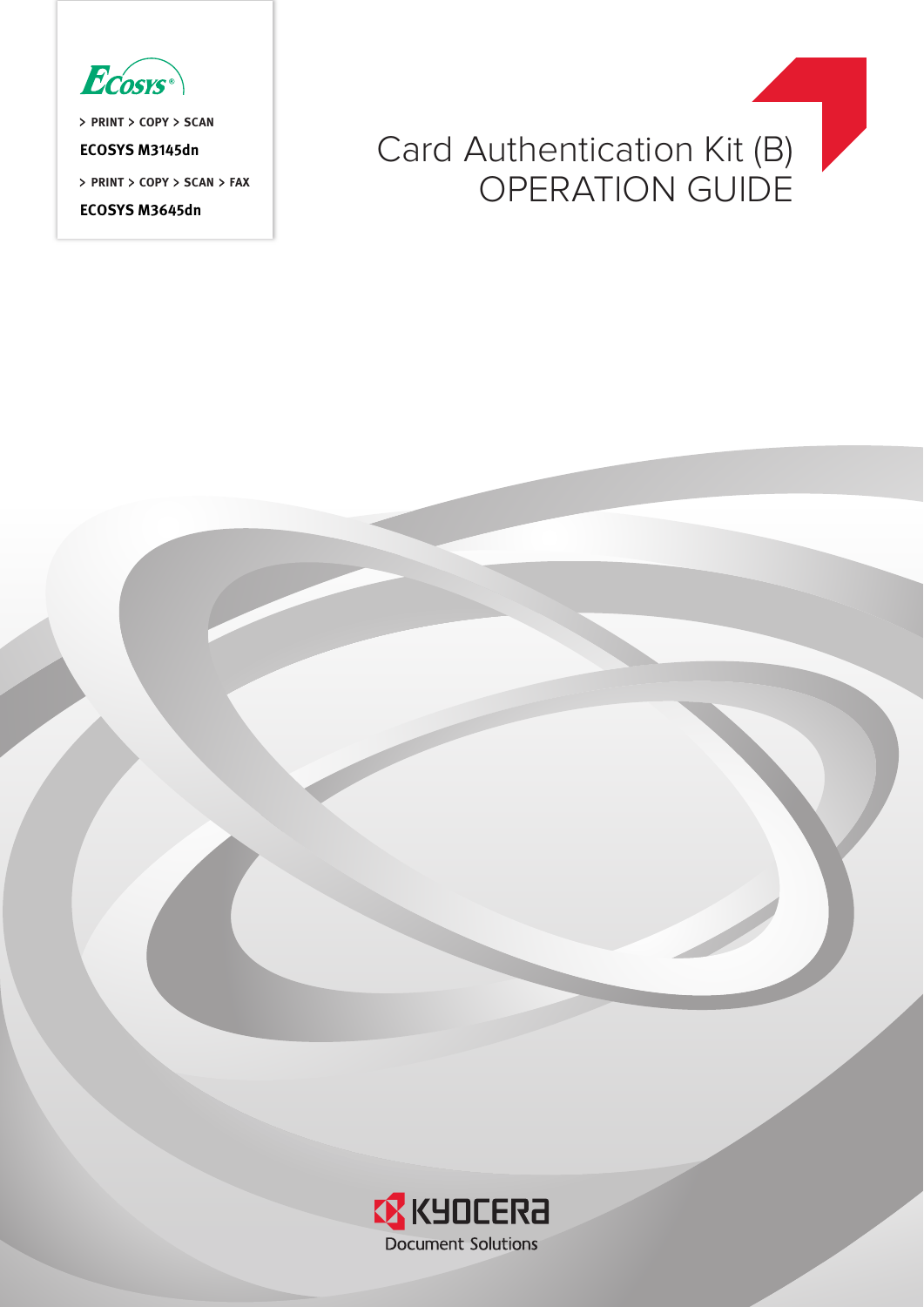ECOSYS

> PRINT > COPY > SCAN

**ECOSYS M3145dn**

> PRINT > COPY > SCAN > FAX

**ECOSYS M3645dn**

# Card Authentication Kit (B)
# OPERATION GUIDE

KYOCERA Document Solutions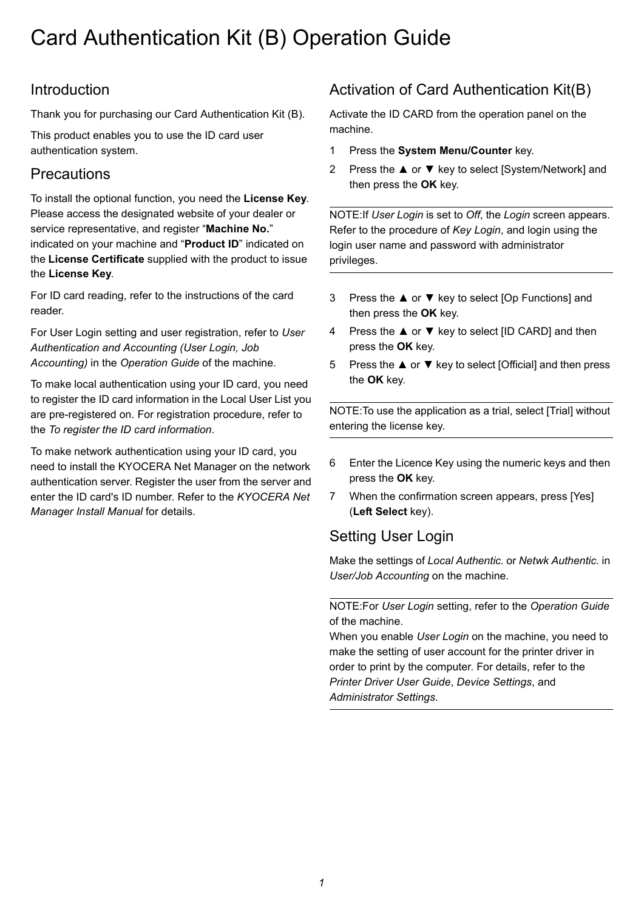# Card Authentication Kit (B) Operation Guide

## Introduction

Thank you for purchasing our Card Authentication Kit (B).

This product enables you to use the ID card user authentication system.

## Precautions

To install the optional function, you need the **License Key**. Please access the designated website of your dealer or service representative, and register "**Machine No.**" indicated on your machine and "**Product ID**" indicated on the **License Certificate** supplied with the product to issue the **License Key**.

For ID card reading, refer to the instructions of the card reader.

For User Login setting and user registration, refer to *User Authentication and Accounting (User Login, Job Accounting)* in the *Operation Guide* of the machine.

To make local authentication using your ID card, you need to register the ID card information in the Local User List you are pre-registered on. For registration procedure, refer to the *To register the ID card information*.

To make network authentication using your ID card, you need to install the KYOCERA Net Manager on the network authentication server. Register the user from the server and enter the ID card's ID number. Refer to the *KYOCERA Net Manager Install Manual* for details.

## Activation of Card Authentication Kit(B)

Activate the ID CARD from the operation panel on the machine.

1. Press the **System Menu/Counter** key.
2. Press the ▲ or ▼ key to select [System/Network] and then press the **OK** key.

---

NOTE:If *User Login* is set to *Off*, the *Login* screen appears. Refer to the procedure of *Key Login*, and login using the login user name and password with administrator privileges.

---

3. Press the ▲ or ▼ key to select [Op Functions] and then press the **OK** key.
4. Press the ▲ or ▼ key to select [ID CARD] and then press the **OK** key.
5. Press the ▲ or ▼ key to select [Official] and then press the **OK** key.

---

NOTE:To use the application as a trial, select [Trial] without entering the license key.

---

6. Enter the Licence Key using the numeric keys and then press the **OK** key.
7. When the confirmation screen appears, press [Yes] (**Left Select** key).

## Setting User Login

Make the settings of *Local Authentic.* or *Netwk Authentic.* in *User/Job Accounting* on the machine.

---

NOTE:For *User Login* setting, refer to the *Operation Guide* of the machine.
When you enable *User Login* on the machine, you need to make the setting of user account for the printer driver in order to print by the computer. For details, refer to the *Printer Driver User Guide*, *Device Settings*, and *Administrator Settings*.

---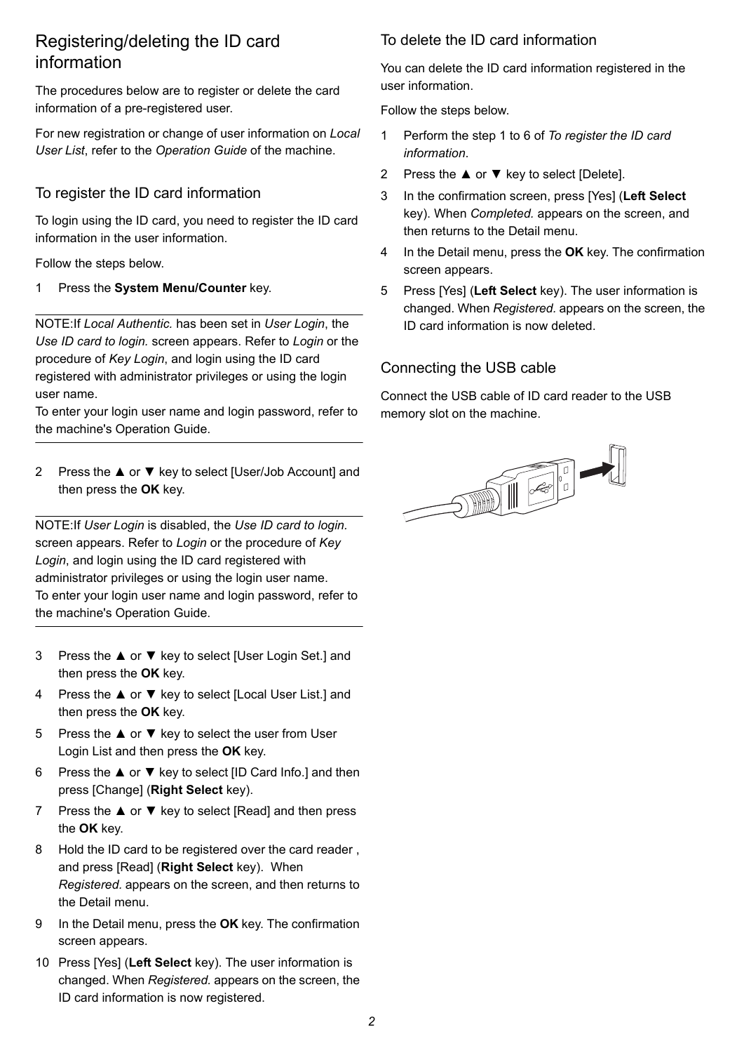## Registering/deleting the ID card information

The procedures below are to register or delete the card information of a pre-registered user.

For new registration or change of user information on *Local User List*, refer to the *Operation Guide* of the machine.

### To register the ID card information

To login using the ID card, you need to register the ID card information in the user information.

Follow the steps below.

1 Press the **System Menu/Counter** key.

---

NOTE:If *Local Authentic.* has been set in *User Login*, the *Use ID card to login.* screen appears. Refer to *Login* or the procedure of *Key Login*, and login using the ID card registered with administrator privileges or using the login user name.
To enter your login user name and login password, refer to the machine's Operation Guide.

---

2 Press the ▲ or ▼ key to select [User/Job Account] and then press the **OK** key.

---

NOTE:If *User Login* is disabled, the *Use ID card to login.* screen appears. Refer to *Login* or the procedure of *Key Login*, and login using the ID card registered with administrator privileges or using the login user name.
To enter your login user name and login password, refer to the machine's Operation Guide.

---

3 Press the ▲ or ▼ key to select [User Login Set.] and then press the **OK** key.

4 Press the ▲ or ▼ key to select [Local User List.] and then press the **OK** key.

5 Press the ▲ or ▼ key to select the user from User Login List and then press the **OK** key.

6 Press the ▲ or ▼ key to select [ID Card Info.] and then press [Change] (**Right Select** key).

7 Press the ▲ or ▼ key to select [Read] and then press the **OK** key.

8 Hold the ID card to be registered over the card reader , and press [Read] (**Right Select** key). When *Registered.* appears on the screen, and then returns to the Detail menu.

9 In the Detail menu, press the **OK** key. The confirmation screen appears.

10 Press [Yes] (**Left Select** key). The user information is changed. When *Registered.* appears on the screen, the ID card information is now registered.

### To delete the ID card information

You can delete the ID card information registered in the user information.

Follow the steps below.

1 Perform the step 1 to 6 of *To register the ID card information*.

2 Press the ▲ or ▼ key to select [Delete].

3 In the confirmation screen, press [Yes] (**Left Select** key). When *Completed.* appears on the screen, and then returns to the Detail menu.

4 In the Detail menu, press the **OK** key. The confirmation screen appears.

5 Press [Yes] (**Left Select** key). The user information is changed. When *Registered.* appears on the screen, the ID card information is now deleted.

### Connecting the USB cable

Connect the USB cable of ID card reader to the USB memory slot on the machine.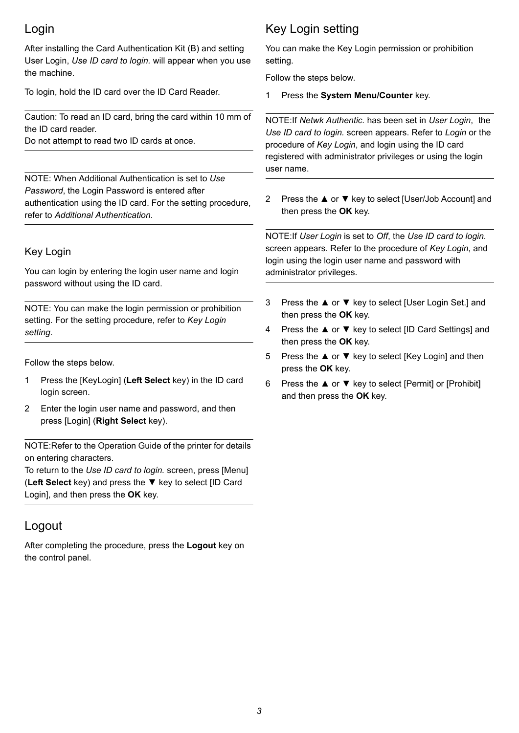## Login

After installing the Card Authentication Kit (B) and setting User Login, *Use ID card to login.* will appear when you use the machine.

To login, hold the ID card over the ID Card Reader.

---

Caution: To read an ID card, bring the card within 10 mm of the ID card reader.
Do not attempt to read two ID cards at once.

---

---

NOTE: When Additional Authentication is set to *Use Password*, the Login Password is entered after authentication using the ID card. For the setting procedure, refer to *Additional Authentication*.

---

### Key Login

You can login by entering the login user name and login password without using the ID card.

---

NOTE: You can make the login permission or prohibition setting. For the setting procedure, refer to *Key Login setting*.

---

Follow the steps below.

1. Press the [KeyLogin] (**Left Select** key) in the ID card login screen.
2. Enter the login user name and password, and then press [Login] (**Right Select** key).

---

NOTE:Refer to the Operation Guide of the printer for details on entering characters.
To return to the *Use ID card to login.* screen, press [Menu] (**Left Select** key) and press the ▼ key to select [ID Card Login], and then press the **OK** key.

---

## Logout

After completing the procedure, press the **Logout** key on the control panel.

## Key Login setting

You can make the Key Login permission or prohibition setting.

Follow the steps below.

1. Press the **System Menu/Counter** key.

---

NOTE:If *Netwk Authentic.* has been set in *User Login*, the *Use ID card to login.* screen appears. Refer to *Login* or the procedure of *Key Login*, and login using the ID card registered with administrator privileges or using the login user name.

---

2. Press the ▲ or ▼ key to select [User/Job Account] and then press the **OK** key.

---

NOTE:If *User Login* is set to *Off*, the *Use ID card to login.* screen appears. Refer to the procedure of *Key Login*, and login using the login user name and password with administrator privileges.

---

3. Press the ▲ or ▼ key to select [User Login Set.] and then press the **OK** key.
4. Press the ▲ or ▼ key to select [ID Card Settings] and then press the **OK** key.
5. Press the ▲ or ▼ key to select [Key Login] and then press the **OK** key.
6. Press the ▲ or ▼ key to select [Permit] or [Prohibit] and then press the **OK** key.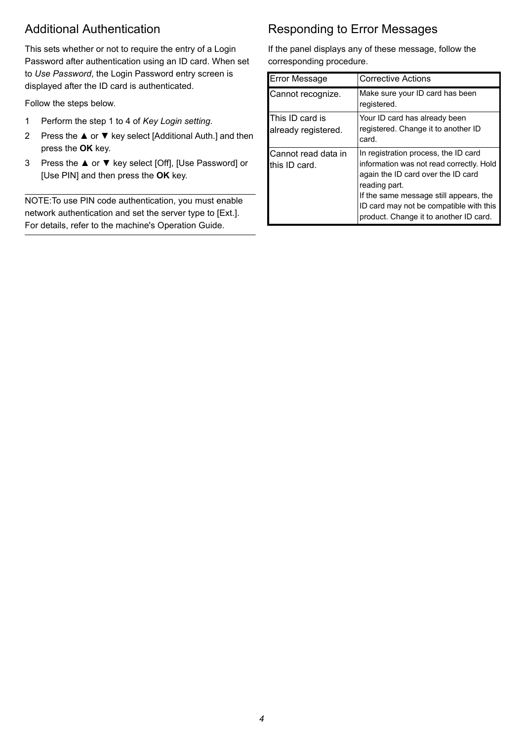## Additional Authentication

This sets whether or not to require the entry of a Login Password after authentication using an ID card. When set to *Use Password*, the Login Password entry screen is displayed after the ID card is authenticated.

Follow the steps below.

1. Perform the step 1 to 4 of *Key Login setting*.
2. Press the ▲ or ▼ key select [Additional Auth.] and then press the **OK** key.
3. Press the ▲ or ▼ key select [Off], [Use Password] or [Use PIN] and then press the **OK** key.

---

NOTE:To use PIN code authentication, you must enable network authentication and set the server type to [Ext.]. For details, refer to the machine's Operation Guide.

---

## Responding to Error Messages

If the panel displays any of these message, follow the corresponding procedure.

| Error Message | Corrective Actions |
|---|---|
| Cannot recognize. | Make sure your ID card has been registered. |
| This ID card is already registered. | Your ID card has already been registered. Change it to another ID card. |
| Cannot read data in this ID card. | In registration process, the ID card information was not read correctly. Hold again the ID card over the ID card reading part.<br>If the same message still appears, the ID card may not be compatible with this product. Change it to another ID card. |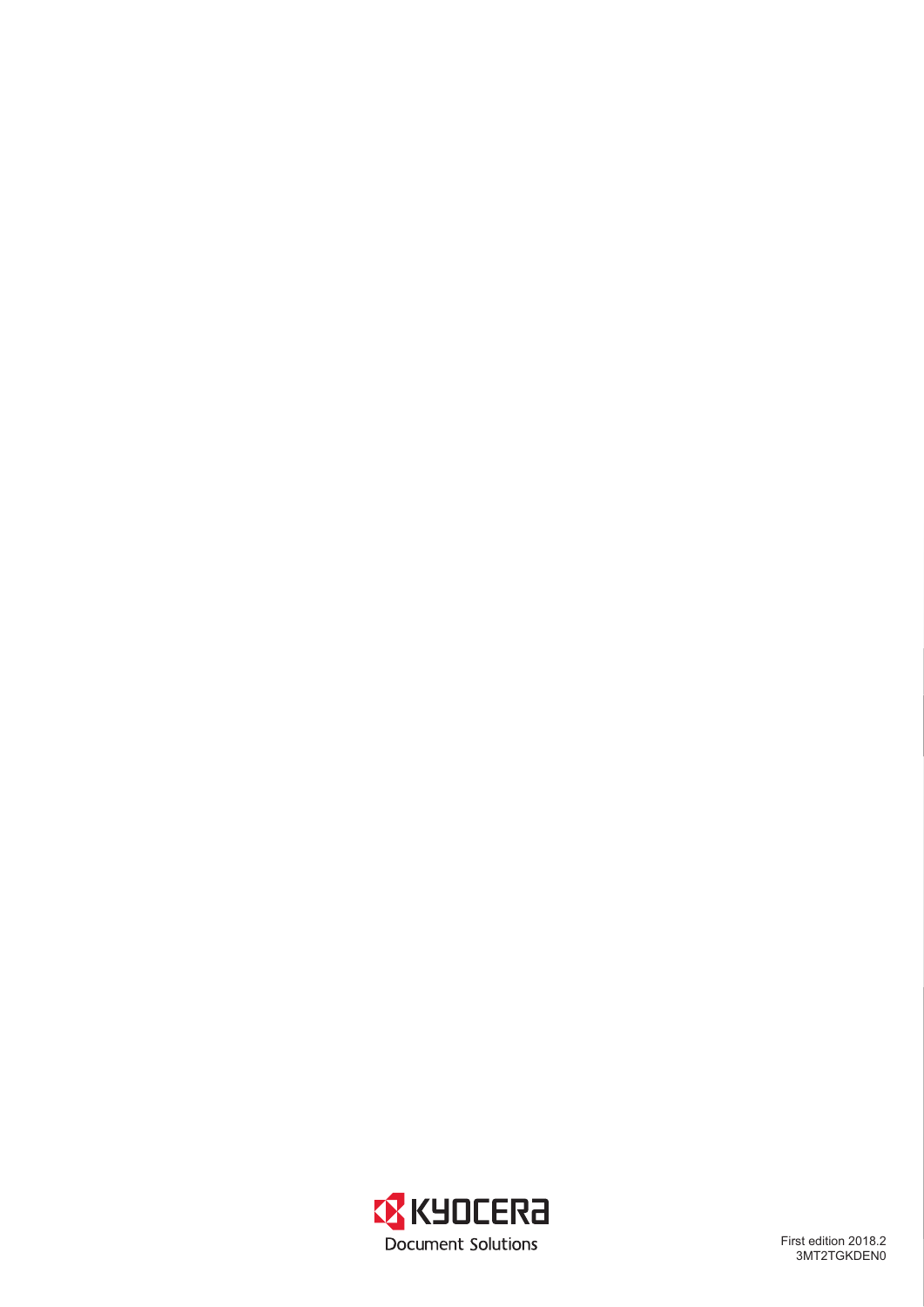KYOCERA

Document Solutions

First edition 2018.2
3MT2TGKDEN0